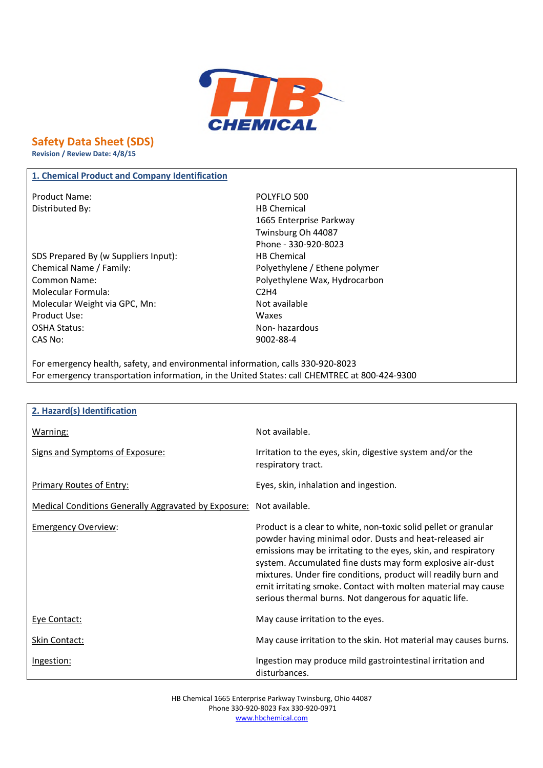HB CHEMICAL

# Safety Data Sheet (SDS)

**Revision / Review Date: 4/8/15**

## 1. Chemical Product and Company Identification

| | |
|---|---|
| Product Name: | POLYFLO 500 |
| Distributed By: | HB Chemical<br>1665 Enterprise Parkway<br>Twinsburg Oh 44087<br>Phone - 330-920-8023 |
| SDS Prepared By (w Suppliers Input): | HB Chemical |
| Chemical Name / Family: | Polyethylene / Ethene polymer |
| Common Name: | Polyethylene Wax, Hydrocarbon |
| Molecular Formula: | $C_2H_4$ |
| Molecular Weight via GPC, Mn: | Not available |
| Product Use: | Waxes |
| OSHA Status: | Non- hazardous |
| CAS No: | 9002-88-4 |

For emergency health, safety, and environmental information, calls 330-920-8023
For emergency transportation information, in the United States: call CHEMTREC at 800-424-9300

## 2. Hazard(s) Identification

| | |
|---|---|
| Warning: | Not available. |
| Signs and Symptoms of Exposure: | Irritation to the eyes, skin, digestive system and/or the respiratory tract. |
| Primary Routes of Entry: | Eyes, skin, inhalation and ingestion. |
| Medical Conditions Generally Aggravated by Exposure: | Not available. |
| Emergency Overview: | Product is a clear to white, non-toxic solid pellet or granular powder having minimal odor. Dusts and heat-released air emissions may be irritating to the eyes, skin, and respiratory system. Accumulated fine dusts may form explosive air-dust mixtures. Under fire conditions, product will readily burn and emit irritating smoke. Contact with molten material may cause serious thermal burns. Not dangerous for aquatic life. |
| Eye Contact: | May cause irritation to the eyes. |
| Skin Contact: | May cause irritation to the skin. Hot material may causes burns. |
| Ingestion: | Ingestion may produce mild gastrointestinal irritation and disturbances. |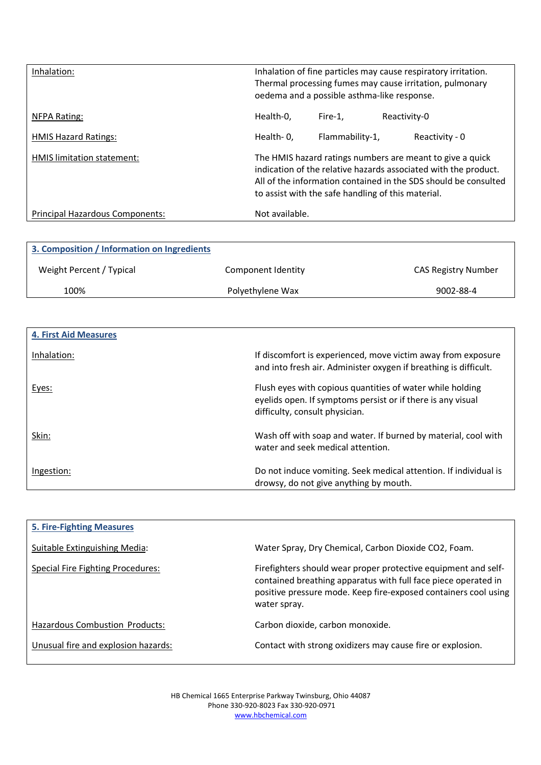| | |
|---|---|
| Inhalation: | Inhalation of fine particles may cause respiratory irritation. Thermal processing fumes may cause irritation, pulmonary oedema and a possible asthma-like response. |
| NFPA Rating: | Health-0, Fire-1, Reactivity-0 |
| HMIS Hazard Ratings: | Health- 0, Flammability-1, Reactivity - 0 |
| HMIS limitation statement: | The HMIS hazard ratings numbers are meant to give a quick indication of the relative hazards associated with the product. All of the information contained in the SDS should be consulted to assist with the safe handling of this material. |
| Principal Hazardous Components: | Not available. |

## 3. Composition / Information on Ingredients

| Weight Percent / Typical | Component Identity | CAS Registry Number |
|---|---|---|
| 100% | Polyethylene Wax | 9002-88-4 |

## 4. First Aid Measures

| | |
|---|---|
| Inhalation: | If discomfort is experienced, move victim away from exposure and into fresh air. Administer oxygen if breathing is difficult. |
| Eyes: | Flush eyes with copious quantities of water while holding eyelids open. If symptoms persist or if there is any visual difficulty, consult physician. |
| Skin: | Wash off with soap and water. If burned by material, cool with water and seek medical attention. |
| Ingestion: | Do not induce vomiting. Seek medical attention. If individual is drowsy, do not give anything by mouth. |

## 5. Fire-Fighting Measures

| | |
|---|---|
| Suitable Extinguishing Media: | Water Spray, Dry Chemical, Carbon Dioxide $CO_2$, Foam. |
| Special Fire Fighting Procedures: | Firefighters should wear proper protective equipment and self-contained breathing apparatus with full face piece operated in positive pressure mode. Keep fire-exposed containers cool using water spray. |
| Hazardous Combustion Products: | Carbon dioxide, carbon monoxide. |
| Unusual fire and explosion hazards: | Contact with strong oxidizers may cause fire or explosion. |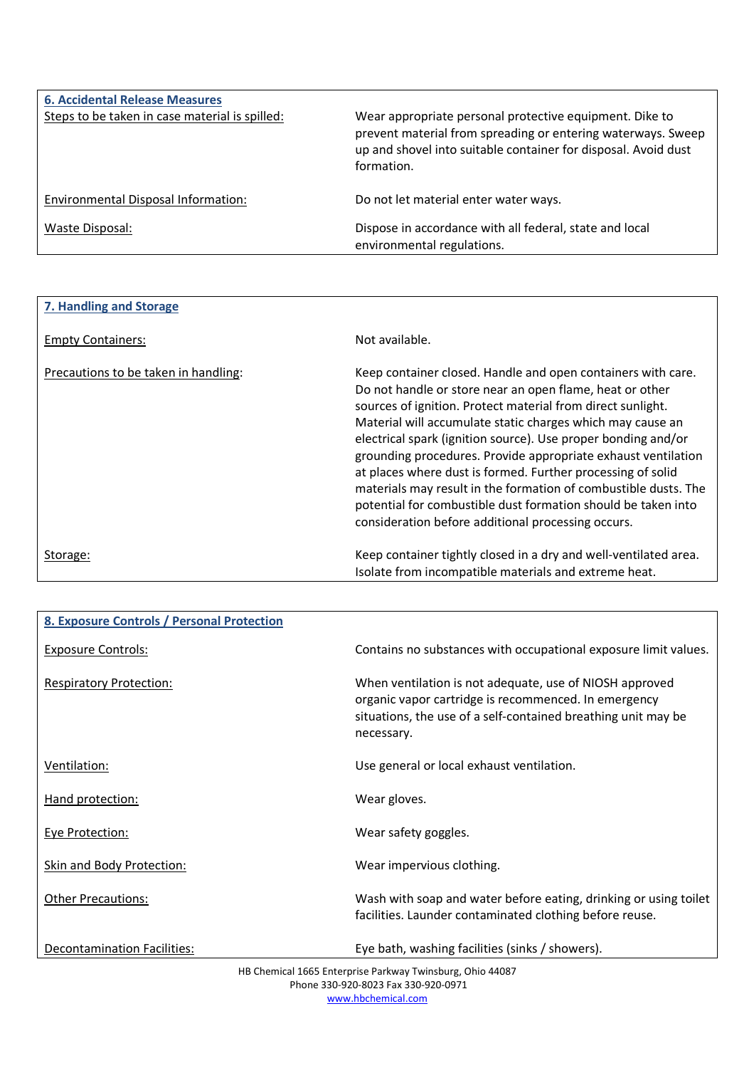## 6. Accidental Release Measures

| | |
|---|---|
| Steps to be taken in case material is spilled: | Wear appropriate personal protective equipment. Dike to prevent material from spreading or entering waterways. Sweep up and shovel into suitable container for disposal. Avoid dust formation. |
| Environmental Disposal Information: | Do not let material enter water ways. |
| Waste Disposal: | Dispose in accordance with all federal, state and local environmental regulations. |

## 7. Handling and Storage

| | |
|---|---|
| Empty Containers: | Not available. |
| Precautions to be taken in handling: | Keep container closed. Handle and open containers with care. Do not handle or store near an open flame, heat or other sources of ignition. Protect material from direct sunlight. Material will accumulate static charges which may cause an electrical spark (ignition source). Use proper bonding and/or grounding procedures. Provide appropriate exhaust ventilation at places where dust is formed. Further processing of solid materials may result in the formation of combustible dusts. The potential for combustible dust formation should be taken into consideration before additional processing occurs. |
| Storage: | Keep container tightly closed in a dry and well-ventilated area. Isolate from incompatible materials and extreme heat. |

## 8. Exposure Controls / Personal Protection

| | |
|---|---|
| Exposure Controls: | Contains no substances with occupational exposure limit values. |
| Respiratory Protection: | When ventilation is not adequate, use of NIOSH approved organic vapor cartridge is recommenced. In emergency situations, the use of a self-contained breathing unit may be necessary. |
| Ventilation: | Use general or local exhaust ventilation. |
| Hand protection: | Wear gloves. |
| Eye Protection: | Wear safety goggles. |
| Skin and Body Protection: | Wear impervious clothing. |
| Other Precautions: | Wash with soap and water before eating, drinking or using toilet facilities. Launder contaminated clothing before reuse. |
| Decontamination Facilities: | Eye bath, washing facilities (sinks / showers). |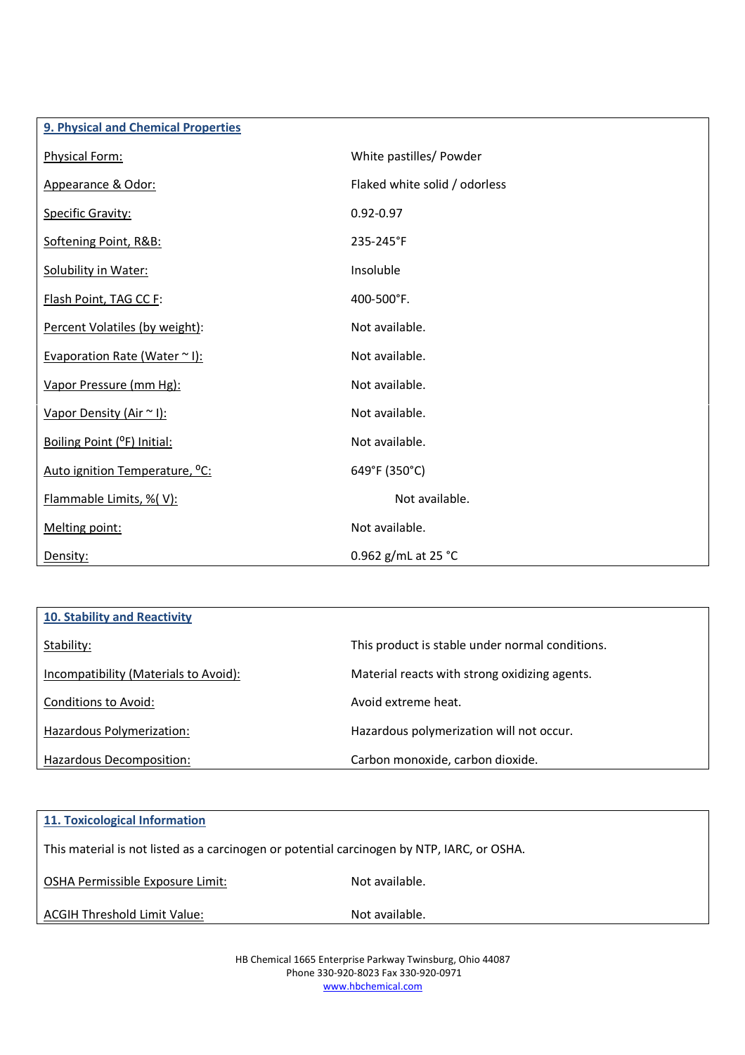| 9. Physical and Chemical Properties | |
|---|---|
| Physical Form: | White pastilles/ Powder |
| Appearance & Odor: | Flaked white solid / odorless |
| Specific Gravity: | 0.92-0.97 |
| Softening Point, R&B: | 235-245°F |
| Solubility in Water: | Insoluble |
| Flash Point, TAG CC F: | 400-500°F. |
| Percent Volatiles (by weight): | Not available. |
| Evaporation Rate (Water ~ I): | Not available. |
| Vapor Pressure (mm Hg): | Not available. |
| Vapor Density (Air ~ I): | Not available. |
| Boiling Point (°F) Initial: | Not available. |
| Auto ignition Temperature, °C: | 649°F (350°C) |
| Flammable Limits, %( V): | Not available. |
| Melting point: | Not available. |
| Density: | 0.962 g/mL at 25 °C |

| 10. Stability and Reactivity | |
|---|---|
| Stability: | This product is stable under normal conditions. |
| Incompatibility (Materials to Avoid): | Material reacts with strong oxidizing agents. |
| Conditions to Avoid: | Avoid extreme heat. |
| Hazardous Polymerization: | Hazardous polymerization will not occur. |
| Hazardous Decomposition: | Carbon monoxide, carbon dioxide. |

**11. Toxicological Information**

This material is not listed as a carcinogen or potential carcinogen by NTP, IARC, or OSHA.

| | |
|---|---|
| OSHA Permissible Exposure Limit: | Not available. |
| ACGIH Threshold Limit Value: | Not available. |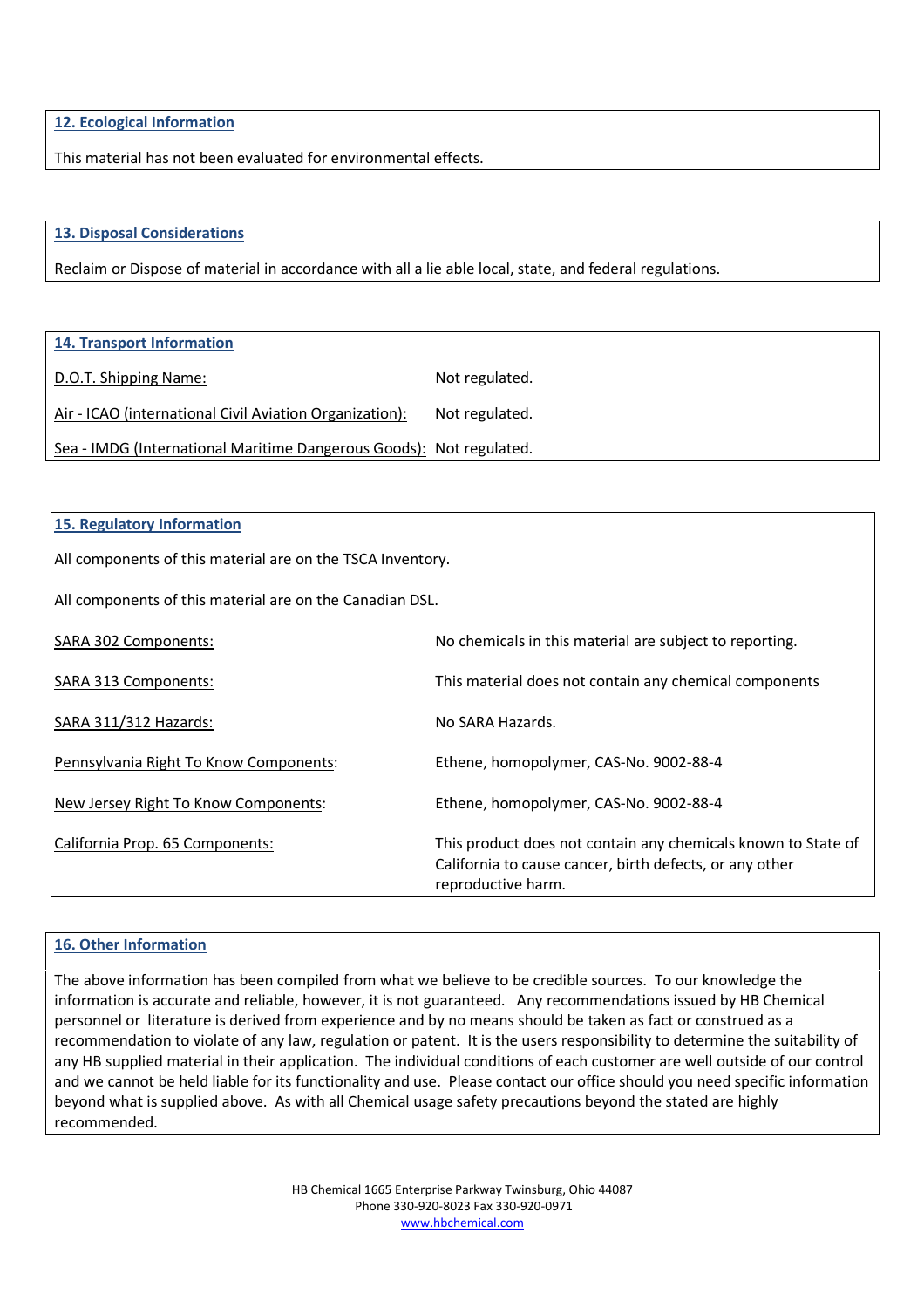## 12. Ecological Information

This material has not been evaluated for environmental effects.

## 13. Disposal Considerations

Reclaim or Dispose of material in accordance with all a lie able local, state, and federal regulations.

## 14. Transport Information

| | |
|---|---|
| D.O.T. Shipping Name: | Not regulated. |
| Air - ICAO (international Civil Aviation Organization): | Not regulated. |
| Sea - IMDG (International Maritime Dangerous Goods): | Not regulated. |

## 15. Regulatory Information

All components of this material are on the TSCA Inventory.

All components of this material are on the Canadian DSL.

| | |
|---|---|
| SARA 302 Components: | No chemicals in this material are subject to reporting. |
| SARA 313 Components: | This material does not contain any chemical components |
| SARA 311/312 Hazards: | No SARA Hazards. |
| Pennsylvania Right To Know Components: | Ethene, homopolymer, CAS-No. 9002-88-4 |
| New Jersey Right To Know Components: | Ethene, homopolymer, CAS-No. 9002-88-4 |
| California Prop. 65 Components: | This product does not contain any chemicals known to State of California to cause cancer, birth defects, or any other reproductive harm. |

## 16. Other Information

The above information has been compiled from what we believe to be credible sources. To our knowledge the information is accurate and reliable, however, it is not guaranteed. Any recommendations issued by HB Chemical personnel or literature is derived from experience and by no means should be taken as fact or construed as a recommendation to violate of any law, regulation or patent. It is the users responsibility to determine the suitability of any HB supplied material in their application. The individual conditions of each customer are well outside of our control and we cannot be held liable for its functionality and use. Please contact our office should you need specific information beyond what is supplied above. As with all Chemical usage safety precautions beyond the stated are highly recommended.

HB Chemical 1665 Enterprise Parkway Twinsburg, Ohio 44087
Phone 330-920-8023 Fax 330-920-0971
www.hbchemical.com